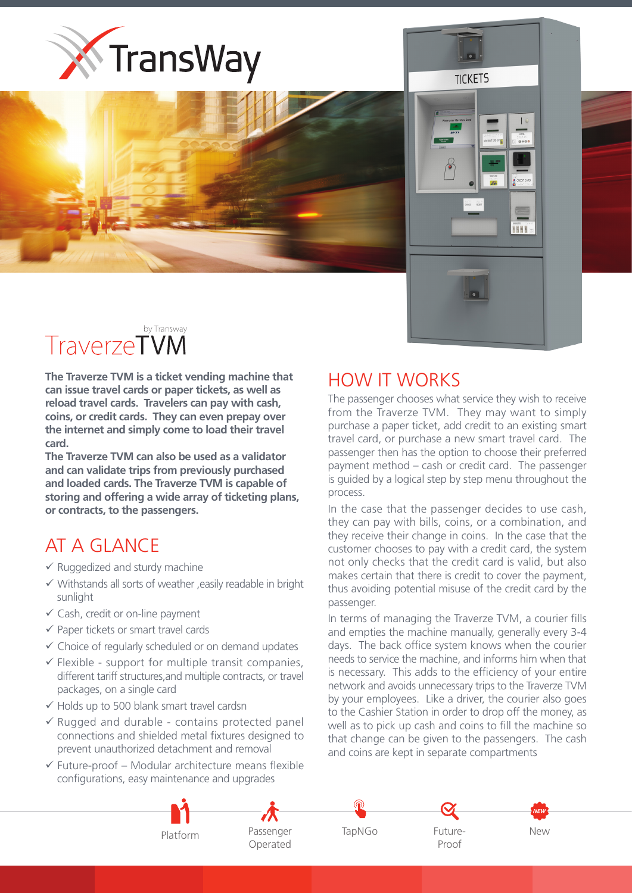# TransWay

by Transway

# TraverzeTVM

**The Traverze TVM is a ticket vending machine that can issue travel cards or paper tickets, as well as reload travel cards. Travelers can pay with cash, coins, or credit cards. They can even prepay over the internet and simply come to load their travel card.**

**The Traverze TVM can also be used as a validator and can validate trips from previously purchased and loaded cards. The Traverze TVM is capable of storing and offering a wide array of ticketing plans, or contracts, to the passengers.**

## AT A GLANCE

- ✓ Ruggedized and sturdy machine
- ✓ Withstands all sorts of weather ,easily readable in bright sunlight
- ✓ Cash, credit or on-line payment
- ✓ Paper tickets or smart travel cards
- ✓ Choice of regularly scheduled or on demand updates
- ✓ Flexible - support for multiple transit companies, different tariff structures,and multiple contracts, or travel packages, on a single card
- ✓ Holds up to 500 blank smart travel cardsn
- ✓ Rugged and durable - contains protected panel connections and shielded metal fixtures designed to prevent unauthorized detachment and removal
- ✓ Future-proof – Modular architecture means flexible configurations, easy maintenance and upgrades

## HOW IT WORKS

The passenger chooses what service they wish to receive from the Traverze TVM. They may want to simply purchase a paper ticket, add credit to an existing smart travel card, or purchase a new smart travel card. The passenger then has the option to choose their preferred payment method – cash or credit card. The passenger is guided by a logical step by step menu throughout the process.

In the case that the passenger decides to use cash, they can pay with bills, coins, or a combination, and they receive their change in coins. In the case that the customer chooses to pay with a credit card, the system not only checks that the credit card is valid, but also makes certain that there is credit to cover the payment, thus avoiding potential misuse of the credit card by the passenger.

In terms of managing the Traverze TVM, a courier fills and empties the machine manually, generally every 3-4 days. The back office system knows when the courier needs to service the machine, and informs him when that is necessary. This adds to the efficiency of your entire network and avoids unnecessary trips to the Traverze TVM by your employees. Like a driver, the courier also goes to the Cashier Station in order to drop off the money, as well as to pick up cash and coins to fill the machine so that change can be given to the passengers. The cash and coins are kept in separate compartments

Platform | Passenger Operated | TapNGo | Future-Proof | New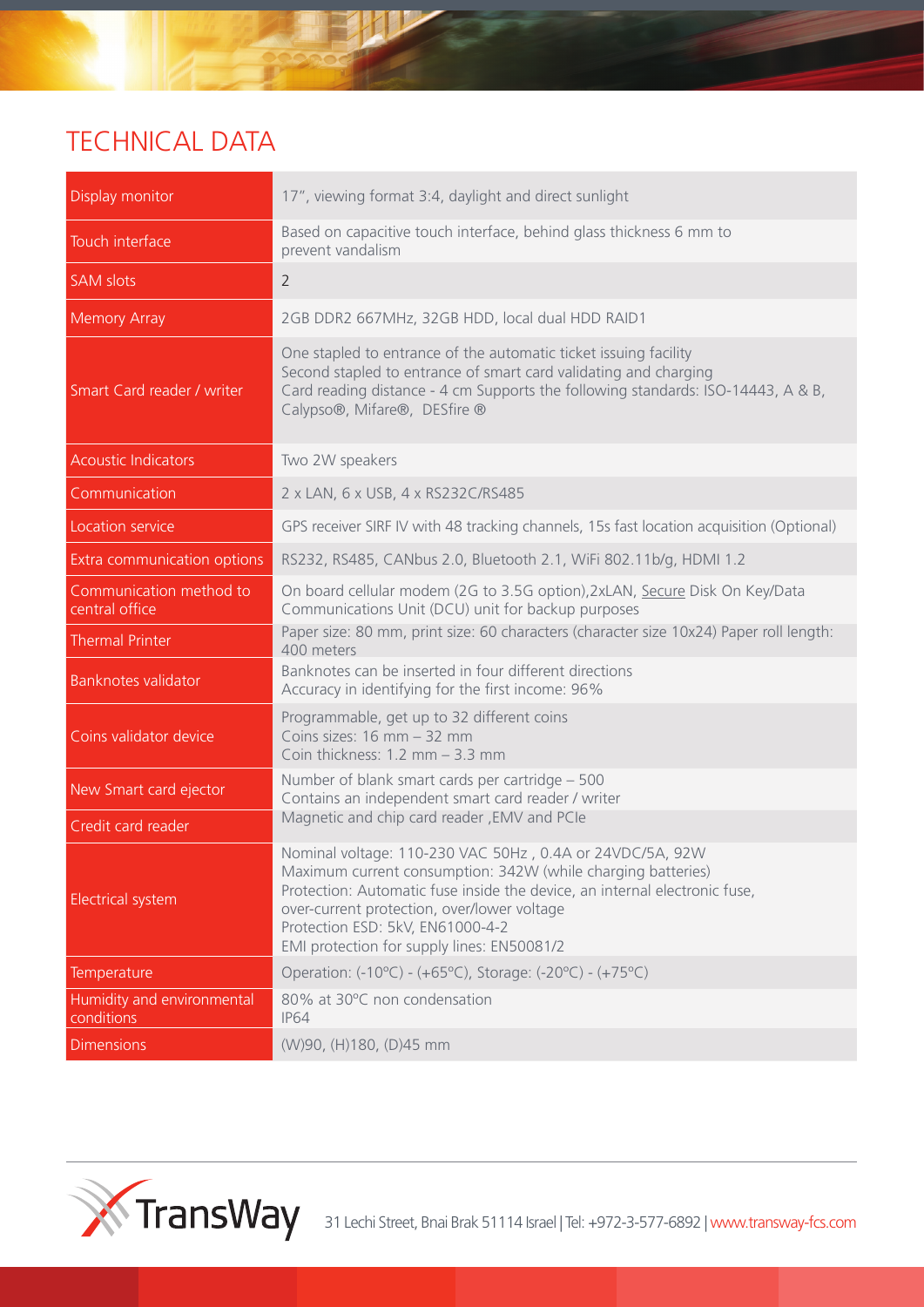# TECHNICAL DATA

| | |
|---|---|
| Display monitor | 17", viewing format 3:4, daylight and direct sunlight |
| Touch interface | Based on capacitive touch interface, behind glass thickness 6 mm to prevent vandalism |
| SAM slots | 2 |
| Memory Array | 2GB DDR2 667MHz, 32GB HDD, local dual HDD RAID1 |
| Smart Card reader / writer | One stapled to entrance of the automatic ticket issuing facility<br>Second stapled to entrance of smart card validating and charging<br>Card reading distance - 4 cm Supports the following standards: ISO-14443, A & B, Calypso®, Mifare®, DESfire ® |
| Acoustic Indicators | Two 2W speakers |
| Communication | 2 x LAN, 6 x USB, 4 x RS232C/RS485 |
| Location service | GPS receiver SIRF IV with 48 tracking channels, 15s fast location acquisition (Optional) |
| Extra communication options | RS232, RS485, CANbus 2.0, Bluetooth 2.1, WiFi 802.11b/g, HDMI 1.2 |
| Communication method to central office | On board cellular modem (2G to 3.5G option),2xLAN, Secure Disk On Key/Data Communications Unit (DCU) unit for backup purposes |
| Thermal Printer | Paper size: 80 mm, print size: 60 characters (character size 10x24) Paper roll length: 400 meters |
| Banknotes validator | Banknotes can be inserted in four different directions<br>Accuracy in identifying for the first income: 96% |
| Coins validator device | Programmable, get up to 32 different coins<br>Coins sizes: 16 mm – 32 mm<br>Coin thickness: 1.2 mm – 3.3 mm |
| New Smart card ejector | Number of blank smart cards per cartridge – 500<br>Contains an independent smart card reader / writer |
| Credit card reader | Magnetic and chip card reader ,EMV and PCIe |
| Electrical system | Nominal voltage: 110-230 VAC 50Hz , 0.4A or 24VDC/5A, 92W<br>Maximum current consumption: 342W (while charging batteries)<br>Protection: Automatic fuse inside the device, an internal electronic fuse, over-current protection, over/lower voltage<br>Protection ESD: 5kV, EN61000-4-2<br>EMI protection for supply lines: EN50081/2 |
| Temperature | Operation: (-10ºC) - (+65ºC), Storage: (-20ºC) - (+75ºC) |
| Humidity and environmental conditions | 80% at 30ºC non condensation<br>IP64 |
| Dimensions | (W)90, (H)180, (D)45 mm |

TransWay 31 Lechi Street, Bnai Brak 51114 Israel | Tel: +972-3-577-6892 | www.transway-fcs.com